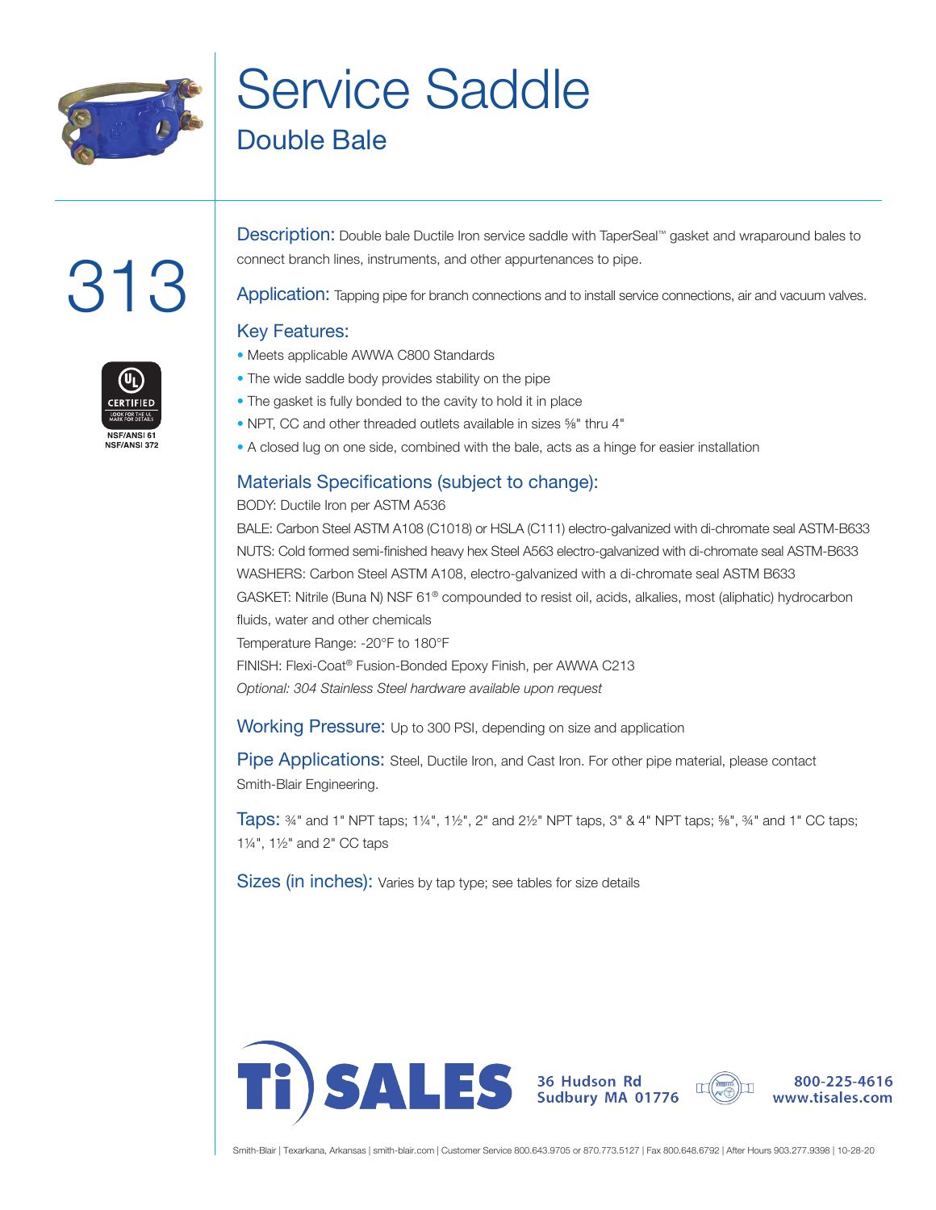# Service Saddle

## Double Bale

# 313

NSF/ANSI 61
NSF/ANSI 372

**Description:** Double bale Ductile Iron service saddle with TaperSeal™ gasket and wraparound bales to connect branch lines, instruments, and other appurtenances to pipe.

**Application:** Tapping pipe for branch connections and to install service connections, air and vacuum valves.

### Key Features:

- Meets applicable AWWA C800 Standards
- The wide saddle body provides stability on the pipe
- The gasket is fully bonded to the cavity to hold it in place
- NPT, CC and other threaded outlets available in sizes ⅝" thru 4"
- A closed lug on one side, combined with the bale, acts as a hinge for easier installation

### Materials Specifications (subject to change):

BODY: Ductile Iron per ASTM A536

BALE: Carbon Steel ASTM A108 (C1018) or HSLA (C111) electro-galvanized with di-chromate seal ASTM-B633

NUTS: Cold formed semi-finished heavy hex Steel A563 electro-galvanized with di-chromate seal ASTM-B633

WASHERS: Carbon Steel ASTM A108, electro-galvanized with a di-chromate seal ASTM B633

GASKET: Nitrile (Buna N) NSF 61® compounded to resist oil, acids, alkalies, most (aliphatic) hydrocarbon fluids, water and other chemicals

Temperature Range: -20°F to 180°F

FINISH: Flexi-Coat® Fusion-Bonded Epoxy Finish, per AWWA C213

*Optional: 304 Stainless Steel hardware available upon request*

**Working Pressure:** Up to 300 PSI, depending on size and application

**Pipe Applications:** Steel, Ductile Iron, and Cast Iron. For other pipe material, please contact Smith-Blair Engineering.

**Taps:** ¾" and 1" NPT taps; 1¼", 1½", 2" and 2½" NPT taps, 3" & 4" NPT taps; ⅝", ¾" and 1" CC taps; 1¼", 1½" and 2" CC taps

**Sizes (in inches):** Varies by tap type; see tables for size details

Ti SALES
36 Hudson Rd
Sudbury MA 01776
800-225-4616
www.tisales.com

Smith-Blair | Texarkana, Arkansas | smith-blair.com | Customer Service 800.643.9705 or 870.773.5127 | Fax 800.648.6792 | After Hours 903.277.9398 | 10-28-20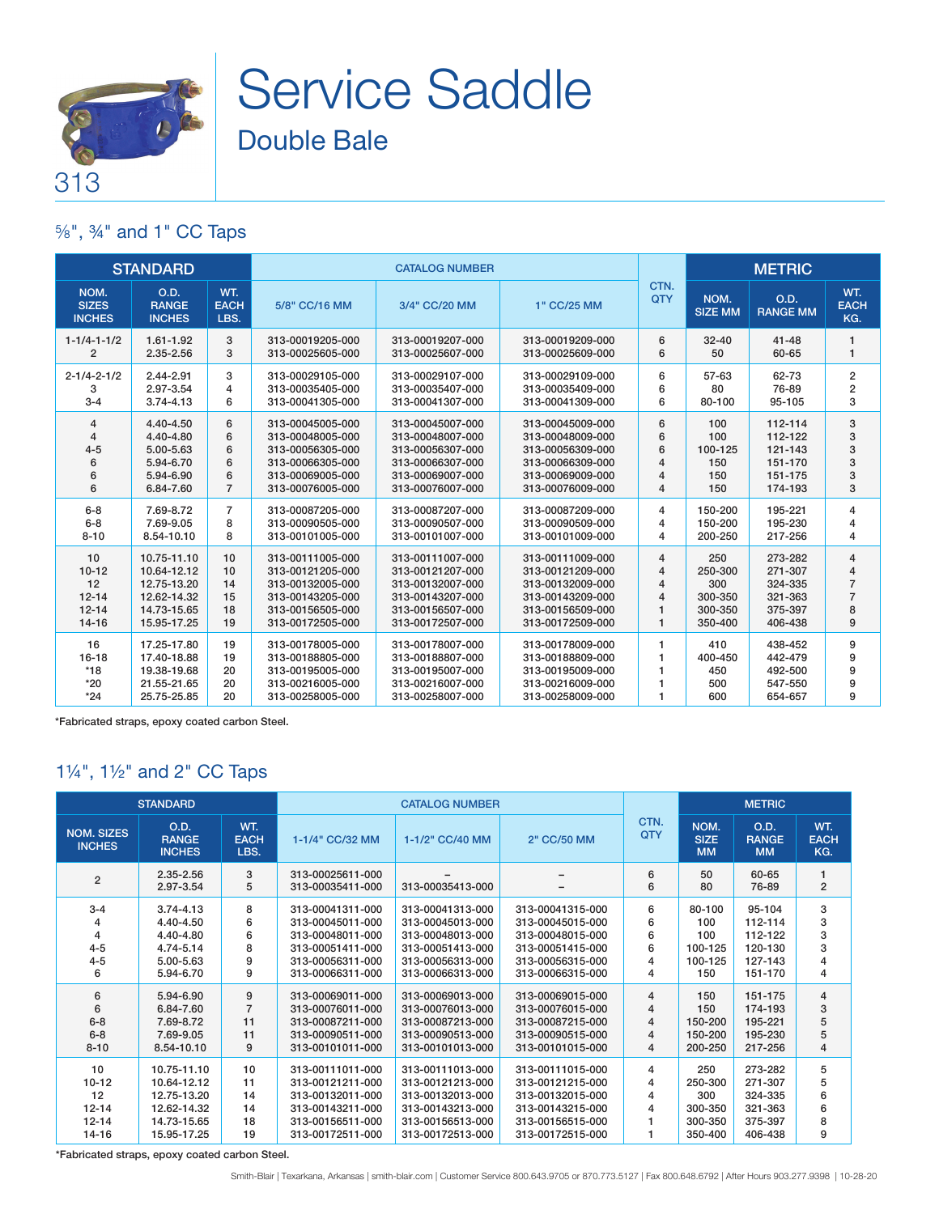# Service Saddle

## Double Bale

313

### ⅝", ¾" and 1" CC Taps

| STANDARD | | | CATALOG NUMBER | | | CTN. QTY | METRIC | | |
|---|---|---|---|---|---|---|---|---|---|
| NOM. SIZES INCHES | O.D. RANGE INCHES | WT. EACH LBS. | 5/8" CC/16 MM | 3/4" CC/20 MM | 1" CC/25 MM | | NOM. SIZE MM | O.D. RANGE MM | WT. EACH KG. |
| 1-1/4-1-1/2 | 1.61-1.92 | 3 | 313-00019205-000 | 313-00019207-000 | 313-00019209-000 | 6 | 32-40 | 41-48 | 1 |
| 2 | 2.35-2.56 | 3 | 313-00025605-000 | 313-00025607-000 | 313-00025609-000 | 6 | 50 | 60-65 | 1 |
| 2-1/4-2-1/2 | 2.44-2.91 | 3 | 313-00029105-000 | 313-00029107-000 | 313-00029109-000 | 6 | 57-63 | 62-73 | 2 |
| 3 | 2.97-3.54 | 4 | 313-00035405-000 | 313-00035407-000 | 313-00035409-000 | 6 | 80 | 76-89 | 2 |
| 3-4 | 3.74-4.13 | 6 | 313-00041305-000 | 313-00041307-000 | 313-00041309-000 | 6 | 80-100 | 95-105 | 3 |
| 4 | 4.40-4.50 | 6 | 313-00045005-000 | 313-00045007-000 | 313-00045009-000 | 6 | 100 | 112-114 | 3 |
| 4 | 4.40-4.80 | 6 | 313-00048005-000 | 313-00048007-000 | 313-00048009-000 | 6 | 100 | 112-122 | 3 |
| 4-5 | 5.00-5.63 | 6 | 313-00056305-000 | 313-00056307-000 | 313-00056309-000 | 6 | 100-125 | 121-143 | 3 |
| 6 | 5.94-6.70 | 6 | 313-00066305-000 | 313-00066307-000 | 313-00066309-000 | 4 | 150 | 151-170 | 3 |
| 6 | 5.94-6.90 | 6 | 313-00069005-000 | 313-00069007-000 | 313-00069009-000 | 4 | 150 | 151-175 | 3 |
| 6 | 6.84-7.60 | 7 | 313-00076005-000 | 313-00076007-000 | 313-00076009-000 | 4 | 150 | 174-193 | 3 |
| 6-8 | 7.69-8.72 | 7 | 313-00087205-000 | 313-00087207-000 | 313-00087209-000 | 4 | 150-200 | 195-221 | 4 |
| 6-8 | 7.69-9.05 | 8 | 313-00090505-000 | 313-00090507-000 | 313-00090509-000 | 4 | 150-200 | 195-230 | 4 |
| 8-10 | 8.54-10.10 | 8 | 313-00101005-000 | 313-00101007-000 | 313-00101009-000 | 4 | 200-250 | 217-256 | 4 |
| 10 | 10.75-11.10 | 10 | 313-00111005-000 | 313-00111007-000 | 313-00111009-000 | 4 | 250 | 273-282 | 4 |
| 10-12 | 10.64-12.12 | 10 | 313-00121205-000 | 313-00121207-000 | 313-00121209-000 | 4 | 250-300 | 271-307 | 4 |
| 12 | 12.75-13.20 | 14 | 313-00132005-000 | 313-00132007-000 | 313-00132009-000 | 4 | 300 | 324-335 | 7 |
| 12-14 | 12.62-14.32 | 15 | 313-00143205-000 | 313-00143207-000 | 313-00143209-000 | 4 | 300-350 | 321-363 | 7 |
| 12-14 | 14.73-15.65 | 18 | 313-00156505-000 | 313-00156507-000 | 313-00156509-000 | 1 | 300-350 | 375-397 | 8 |
| 14-16 | 15.95-17.25 | 19 | 313-00172505-000 | 313-00172507-000 | 313-00172509-000 | 1 | 350-400 | 406-438 | 9 |
| 16 | 17.25-17.80 | 19 | 313-00178005-000 | 313-00178007-000 | 313-00178009-000 | 1 | 410 | 438-452 | 9 |
| 16-18 | 17.40-18.88 | 19 | 313-00188805-000 | 313-00188807-000 | 313-00188809-000 | 1 | 400-450 | 442-479 | 9 |
| *18 | 19.38-19.68 | 20 | 313-00195005-000 | 313-00195007-000 | 313-00195009-000 | 1 | 450 | 492-500 | 9 |
| *20 | 21.55-21.65 | 20 | 313-00216005-000 | 313-00216007-000 | 313-00216009-000 | 1 | 500 | 547-550 | 9 |
| *24 | 25.75-25.85 | 20 | 313-00258005-000 | 313-00258007-000 | 313-00258009-000 | 1 | 600 | 654-657 | 9 |

*Fabricated straps, epoxy coated carbon Steel.

### 1¼", 1½" and 2" CC Taps

| STANDARD | | | CATALOG NUMBER | | | CTN. QTY | METRIC | | |
|---|---|---|---|---|---|---|---|---|---|
| NOM. SIZES INCHES | O.D. RANGE INCHES | WT. EACH LBS. | 1-1/4" CC/32 MM | 1-1/2" CC/40 MM | 2" CC/50 MM | | NOM. SIZE MM | O.D. RANGE MM | WT. EACH KG. |
| 2 | 2.35-2.56 | 3 | 313-00025611-000 | – | – | 6 | 50 | 60-65 | 1 |
| | 2.97-3.54 | 5 | 313-00035411-000 | 313-00035413-000 | – | 6 | 80 | 76-89 | 2 |
| 3-4 | 3.74-4.13 | 8 | 313-00041311-000 | 313-00041313-000 | 313-00041315-000 | 6 | 80-100 | 95-104 | 3 |
| 4 | 4.40-4.50 | 6 | 313-00045011-000 | 313-00045013-000 | 313-00045015-000 | 6 | 100 | 112-114 | 3 |
| 4 | 4.40-4.80 | 6 | 313-00048011-000 | 313-00048013-000 | 313-00048015-000 | 6 | 100 | 112-122 | 3 |
| 4-5 | 4.74-5.14 | 8 | 313-00051411-000 | 313-00051413-000 | 313-00051415-000 | 6 | 100-125 | 120-130 | 3 |
| 4-5 | 5.00-5.63 | 9 | 313-00056311-000 | 313-00056313-000 | 313-00056315-000 | 4 | 100-125 | 127-143 | 4 |
| 6 | 5.94-6.70 | 9 | 313-00066311-000 | 313-00066313-000 | 313-00066315-000 | 4 | 150 | 151-170 | 4 |
| 6 | 5.94-6.90 | 9 | 313-00069011-000 | 313-00069013-000 | 313-00069015-000 | 4 | 150 | 151-175 | 4 |
| 6 | 6.84-7.60 | 7 | 313-00076011-000 | 313-00076013-000 | 313-00076015-000 | 4 | 150 | 174-193 | 3 |
| 6-8 | 7.69-8.72 | 11 | 313-00087211-000 | 313-00087213-000 | 313-00087215-000 | 4 | 150-200 | 195-221 | 5 |
| 6-8 | 7.69-9.05 | 11 | 313-00090511-000 | 313-00090513-000 | 313-00090515-000 | 4 | 150-200 | 195-230 | 5 |
| 8-10 | 8.54-10.10 | 9 | 313-00101011-000 | 313-00101013-000 | 313-00101015-000 | 4 | 200-250 | 217-256 | 4 |
| 10 | 10.75-11.10 | 10 | 313-00111011-000 | 313-00111013-000 | 313-00111015-000 | 4 | 250 | 273-282 | 5 |
| 10-12 | 10.64-12.12 | 11 | 313-00121211-000 | 313-00121213-000 | 313-00121215-000 | 4 | 250-300 | 271-307 | 5 |
| 12 | 12.75-13.20 | 14 | 313-00132011-000 | 313-00132013-000 | 313-00132015-000 | 4 | 300 | 324-335 | 6 |
| 12-14 | 12.62-14.32 | 14 | 313-00143211-000 | 313-00143213-000 | 313-00143215-000 | 4 | 300-350 | 321-363 | 6 |
| 12-14 | 14.73-15.65 | 18 | 313-00156511-000 | 313-00156513-000 | 313-00156515-000 | 1 | 300-350 | 375-397 | 8 |
| 14-16 | 15.95-17.25 | 19 | 313-00172511-000 | 313-00172513-000 | 313-00172515-000 | 1 | 350-400 | 406-438 | 9 |

*Fabricated straps, epoxy coated carbon Steel.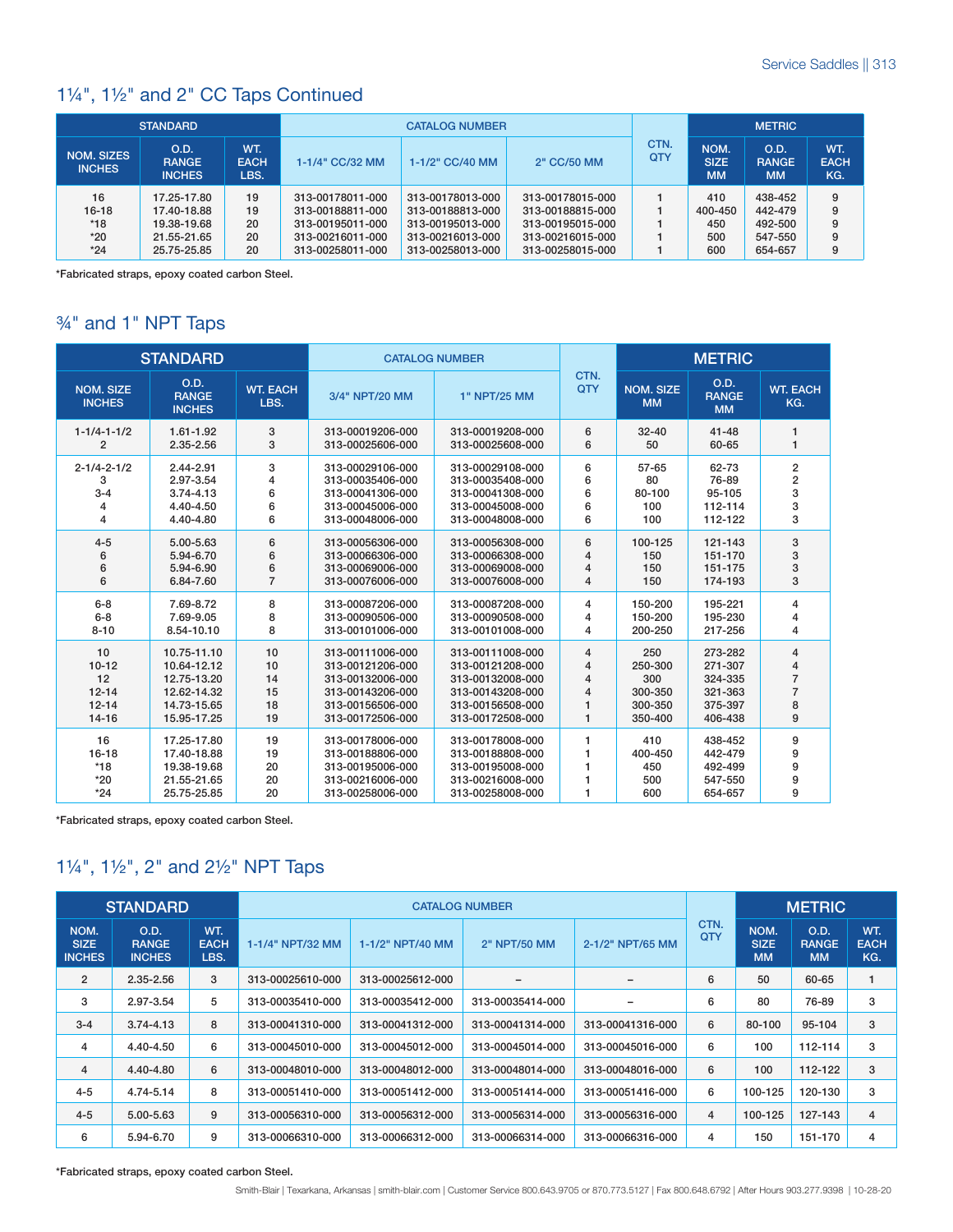## 1¼", 1½" and 2" CC Taps Continued

| STANDARD | | | CATALOG NUMBER | | | CTN. QTY | METRIC | | |
|---|---|---|---|---|---|---|---|---|---|
| NOM. SIZES INCHES | O.D. RANGE INCHES | WT. EACH LBS. | 1-1/4" CC/32 MM | 1-1/2" CC/40 MM | 2" CC/50 MM | | NOM. SIZE MM | O.D. RANGE MM | WT. EACH KG. |
| 16 | 17.25-17.80 | 19 | 313-00178011-000 | 313-00178013-000 | 313-00178015-000 | 1 | 410 | 438-452 | 9 |
| 16-18 | 17.40-18.88 | 19 | 313-00188811-000 | 313-00188813-000 | 313-00188815-000 | 1 | 400-450 | 442-479 | 9 |
| *18 | 19.38-19.68 | 20 | 313-00195011-000 | 313-00195013-000 | 313-00195015-000 | 1 | 450 | 492-500 | 9 |
| *20 | 21.55-21.65 | 20 | 313-00216011-000 | 313-00216013-000 | 313-00216015-000 | 1 | 500 | 547-550 | 9 |
| *24 | 25.75-25.85 | 20 | 313-00258011-000 | 313-00258013-000 | 313-00258015-000 | 1 | 600 | 654-657 | 9 |

*Fabricated straps, epoxy coated carbon Steel.

## ¾" and 1" NPT Taps

| STANDARD | | | CATALOG NUMBER | | CTN. QTY | METRIC | | |
|---|---|---|---|---|---|---|---|---|
| NOM. SIZE INCHES | O.D. RANGE INCHES | WT. EACH LBS. | 3/4" NPT/20 MM | 1" NPT/25 MM | | NOM. SIZE MM | O.D. RANGE MM | WT. EACH KG. |
| 1-1/4-1-1/2 | 1.61-1.92 | 3 | 313-00019206-000 | 313-00019208-000 | 6 | 32-40 | 41-48 | 1 |
| 2 | 2.35-2.56 | 3 | 313-00025606-000 | 313-00025608-000 | 6 | 50 | 60-65 | 1 |
| 2-1/4-2-1/2 | 2.44-2.91 | 3 | 313-00029106-000 | 313-00029108-000 | 6 | 57-65 | 62-73 | 2 |
| 3 | 2.97-3.54 | 4 | 313-00035406-000 | 313-00035408-000 | 6 | 80 | 76-89 | 2 |
| 3-4 | 3.74-4.13 | 6 | 313-00041306-000 | 313-00041308-000 | 6 | 80-100 | 95-105 | 3 |
| 4 | 4.40-4.50 | 6 | 313-00045006-000 | 313-00045008-000 | 6 | 100 | 112-114 | 3 |
| 4 | 4.40-4.80 | 6 | 313-00048006-000 | 313-00048008-000 | 6 | 100 | 112-122 | 3 |
| 4-5 | 5.00-5.63 | 6 | 313-00056306-000 | 313-00056308-000 | 6 | 100-125 | 121-143 | 3 |
| 6 | 5.94-6.70 | 6 | 313-00066306-000 | 313-00066308-000 | 4 | 150 | 151-170 | 3 |
| 6 | 5.94-6.90 | 6 | 313-00069006-000 | 313-00069008-000 | 4 | 150 | 151-175 | 3 |
| 6 | 6.84-7.60 | 7 | 313-00076006-000 | 313-00076008-000 | 4 | 150 | 174-193 | 3 |
| 6-8 | 7.69-8.72 | 8 | 313-00087206-000 | 313-00087208-000 | 4 | 150-200 | 195-221 | 4 |
| 6-8 | 7.69-9.05 | 8 | 313-00090506-000 | 313-00090508-000 | 4 | 150-200 | 195-230 | 4 |
| 8-10 | 8.54-10.10 | 8 | 313-00101006-000 | 313-00101008-000 | 4 | 200-250 | 217-256 | 4 |
| 10 | 10.75-11.10 | 10 | 313-00111006-000 | 313-00111008-000 | 4 | 250 | 273-282 | 4 |
| 10-12 | 10.64-12.12 | 10 | 313-00121206-000 | 313-00121208-000 | 4 | 250-300 | 271-307 | 4 |
| 12 | 12.75-13.20 | 14 | 313-00132006-000 | 313-00132008-000 | 4 | 300 | 324-335 | 7 |
| 12-14 | 12.62-14.32 | 15 | 313-00143206-000 | 313-00143208-000 | 4 | 300-350 | 321-363 | 7 |
| 12-14 | 14.73-15.65 | 18 | 313-00156506-000 | 313-00156508-000 | 1 | 300-350 | 375-397 | 8 |
| 14-16 | 15.95-17.25 | 19 | 313-00172506-000 | 313-00172508-000 | 1 | 350-400 | 406-438 | 9 |
| 16 | 17.25-17.80 | 19 | 313-00178006-000 | 313-00178008-000 | 1 | 410 | 438-452 | 9 |
| 16-18 | 17.40-18.88 | 19 | 313-00188806-000 | 313-00188808-000 | 1 | 400-450 | 442-479 | 9 |
| *18 | 19.38-19.68 | 20 | 313-00195006-000 | 313-00195008-000 | 1 | 450 | 492-499 | 9 |
| *20 | 21.55-21.65 | 20 | 313-00216006-000 | 313-00216008-000 | 1 | 500 | 547-550 | 9 |
| *24 | 25.75-25.85 | 20 | 313-00258006-000 | 313-00258008-000 | 1 | 600 | 654-657 | 9 |

*Fabricated straps, epoxy coated carbon Steel.

## 1¼", 1½", 2" and 2½" NPT Taps

| STANDARD | | | CATALOG NUMBER | | | | CTN. QTY | METRIC | | |
|---|---|---|---|---|---|---|---|---|---|---|
| NOM. SIZE INCHES | O.D. RANGE INCHES | WT. EACH LBS. | 1-1/4" NPT/32 MM | 1-1/2" NPT/40 MM | 2" NPT/50 MM | 2-1/2" NPT/65 MM | | NOM. SIZE MM | O.D. RANGE MM | WT. EACH KG. |
| 2 | 2.35-2.56 | 3 | 313-00025610-000 | 313-00025612-000 | – | – | 6 | 50 | 60-65 | 1 |
| 3 | 2.97-3.54 | 5 | 313-00035410-000 | 313-00035412-000 | 313-00035414-000 | – | 6 | 80 | 76-89 | 3 |
| 3-4 | 3.74-4.13 | 8 | 313-00041310-000 | 313-00041312-000 | 313-00041314-000 | 313-00041316-000 | 6 | 80-100 | 95-104 | 3 |
| 4 | 4.40-4.50 | 6 | 313-00045010-000 | 313-00045012-000 | 313-00045014-000 | 313-00045016-000 | 6 | 100 | 112-114 | 3 |
| 4 | 4.40-4.80 | 6 | 313-00048010-000 | 313-00048012-000 | 313-00048014-000 | 313-00048016-000 | 6 | 100 | 112-122 | 3 |
| 4-5 | 4.74-5.14 | 8 | 313-00051410-000 | 313-00051412-000 | 313-00051414-000 | 313-00051416-000 | 6 | 100-125 | 120-130 | 3 |
| 4-5 | 5.00-5.63 | 9 | 313-00056310-000 | 313-00056312-000 | 313-00056314-000 | 313-00056316-000 | 4 | 100-125 | 127-143 | 4 |
| 6 | 5.94-6.70 | 9 | 313-00066310-000 | 313-00066312-000 | 313-00066314-000 | 313-00066316-000 | 4 | 150 | 151-170 | 4 |

*Fabricated straps, epoxy coated carbon Steel.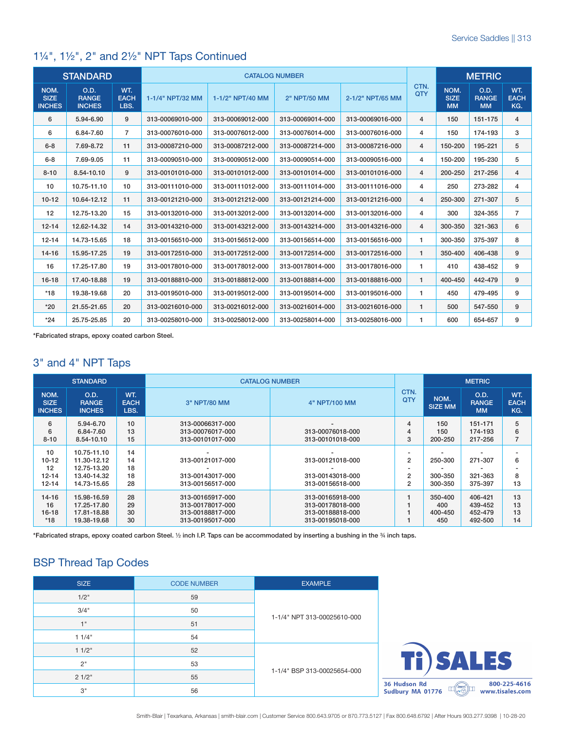## 1¼", 1½", 2" and 2½" NPT Taps Continued

| STANDARD | | | CATALOG NUMBER | | | | CTN. QTY | METRIC | | |
|---|---|---|---|---|---|---|---|---|---|---|
| NOM. SIZE INCHES | O.D. RANGE INCHES | WT. EACH LBS. | 1-1/4" NPT/32 MM | 1-1/2" NPT/40 MM | 2" NPT/50 MM | 2-1/2" NPT/65 MM | | NOM. SIZE MM | O.D. RANGE MM | WT. EACH KG. |
| 6 | 5.94-6.90 | 9 | 313-00069010-000 | 313-00069012-000 | 313-00069014-000 | 313-00069016-000 | 4 | 150 | 151-175 | 4 |
| 6 | 6.84-7.60 | 7 | 313-00076010-000 | 313-00076012-000 | 313-00076014-000 | 313-00076016-000 | 4 | 150 | 174-193 | 3 |
| 6-8 | 7.69-8.72 | 11 | 313-00087210-000 | 313-00087212-000 | 313-00087214-000 | 313-00087216-000 | 4 | 150-200 | 195-221 | 5 |
| 6-8 | 7.69-9.05 | 11 | 313-00090510-000 | 313-00090512-000 | 313-00090514-000 | 313-00090516-000 | 4 | 150-200 | 195-230 | 5 |
| 8-10 | 8.54-10.10 | 9 | 313-00101010-000 | 313-00101012-000 | 313-00101014-000 | 313-00101016-000 | 4 | 200-250 | 217-256 | 4 |
| 10 | 10.75-11.10 | 10 | 313-00111010-000 | 313-00111012-000 | 313-00111014-000 | 313-00111016-000 | 4 | 250 | 273-282 | 4 |
| 10-12 | 10.64-12.12 | 11 | 313-00121210-000 | 313-00121212-000 | 313-00121214-000 | 313-00121216-000 | 4 | 250-300 | 271-307 | 5 |
| 12 | 12.75-13.20 | 15 | 313-00132010-000 | 313-00132012-000 | 313-00132014-000 | 313-00132016-000 | 4 | 300 | 324-355 | 7 |
| 12-14 | 12.62-14.32 | 14 | 313-00143210-000 | 313-00143212-000 | 313-00143214-000 | 313-00143216-000 | 4 | 300-350 | 321-363 | 6 |
| 12-14 | 14.73-15.65 | 18 | 313-00156510-000 | 313-00156512-000 | 313-00156514-000 | 313-00156516-000 | 1 | 300-350 | 375-397 | 8 |
| 14-16 | 15.95-17.25 | 19 | 313-00172510-000 | 313-00172512-000 | 313-00172514-000 | 313-00172516-000 | 1 | 350-400 | 406-438 | 9 |
| 16 | 17.25-17.80 | 19 | 313-00178010-000 | 313-00178012-000 | 313-00178014-000 | 313-00178016-000 | 1 | 410 | 438-452 | 9 |
| 16-18 | 17.40-18.88 | 19 | 313-00188810-000 | 313-00188812-000 | 313-00188814-000 | 313-00188816-000 | 1 | 400-450 | 442-479 | 9 |
| *18 | 19.38-19.68 | 20 | 313-00195010-000 | 313-00195012-000 | 313-00195014-000 | 313-00195016-000 | 1 | 450 | 479-495 | 9 |
| *20 | 21.55-21.65 | 20 | 313-00216010-000 | 313-00216012-000 | 313-00216014-000 | 313-00216016-000 | 1 | 500 | 547-550 | 9 |
| *24 | 25.75-25.85 | 20 | 313-00258010-000 | 313-00258012-000 | 313-00258014-000 | 313-00258016-000 | 1 | 600 | 654-657 | 9 |

*Fabricated straps, epoxy coated carbon Steel.

## 3" and 4" NPT Taps

| STANDARD | | | CATALOG NUMBER | | CTN. QTY | METRIC | | |
|---|---|---|---|---|---|---|---|---|
| NOM. SIZE INCHES | O.D. RANGE INCHES | WT. EACH LBS. | 3" NPT/80 MM | 4" NPT/100 MM | | NOM. SIZE MM | O.D. RANGE MM | WT. EACH KG. |
| 6 | 5.94-6.70 | 10 | 313-00066317-000 | - | 4 | 150 | 151-171 | 5 |
| 6 | 6.84-7.60 | 13 | 313-00076017-000 | 313-00076018-000 | 4 | 150 | 174-193 | 6 |
| 8-10 | 8.54-10.10 | 15 | 313-00101017-000 | 313-00101018-000 | 3 | 200-250 | 217-256 | 7 |
| 10 | 10.75-11.10 | 14 | - | - | - | - | - | - |
| 10-12 | 11.30-12.12 | 14 | 313-00121017-000 | 313-00121018-000 | 2 | 250-300 | 271-307 | 6 |
| 12 | 12.75-13.20 | 18 | - | - | - | - | - | - |
| 12-14 | 13.40-14.32 | 18 | 313-00143017-000 | 313-00143018-000 | 2 | 300-350 | 321-363 | 8 |
| 12-14 | 14.73-15.65 | 28 | 313-00156517-000 | 313-00156518-000 | 2 | 300-350 | 375-397 | 13 |
| 14-16 | 15.98-16.59 | 28 | 313-00165917-000 | 313-00165918-000 | 1 | 350-400 | 406-421 | 13 |
| 16 | 17.25-17.80 | 29 | 313-00178017-000 | 313-00178018-000 | 1 | 400 | 439-452 | 13 |
| 16-18 | 17.81-18.88 | 30 | 313-00188817-000 | 313-00188818-000 | 1 | 400-450 | 452-479 | 13 |
| *18 | 19.38-19.68 | 30 | 313-00195017-000 | 313-00195018-000 | 1 | 450 | 492-500 | 14 |

*Fabricated straps, epoxy coated carbon Steel. ½ inch I.P. Taps can be accommodated by inserting a bushing in the ¾ inch taps.

## BSP Thread Tap Codes

| SIZE | CODE NUMBER | EXAMPLE |
|---|---|---|
| 1/2" | 59 | 1-1/4" NPT 313-00025610-000 |
| 3/4" | 50 | |
| 1" | 51 | |
| 1 1/4" | 54 | |
| 1 1/2" | 52 | 1-1/4" BSP 313-00025654-000 |
| 2" | 53 | |
| 2 1/2" | 55 | |
| 3" | 56 | |

Ti SALES
36 Hudson Rd
Sudbury MA 01776
800-225-4616
www.tisales.com

Smith-Blair | Texarkana, Arkansas | smith-blair.com | Customer Service 800.643.9705 or 870.773.5127 | Fax 800.648.6792 | After Hours 903.277.9398 | 10-28-20